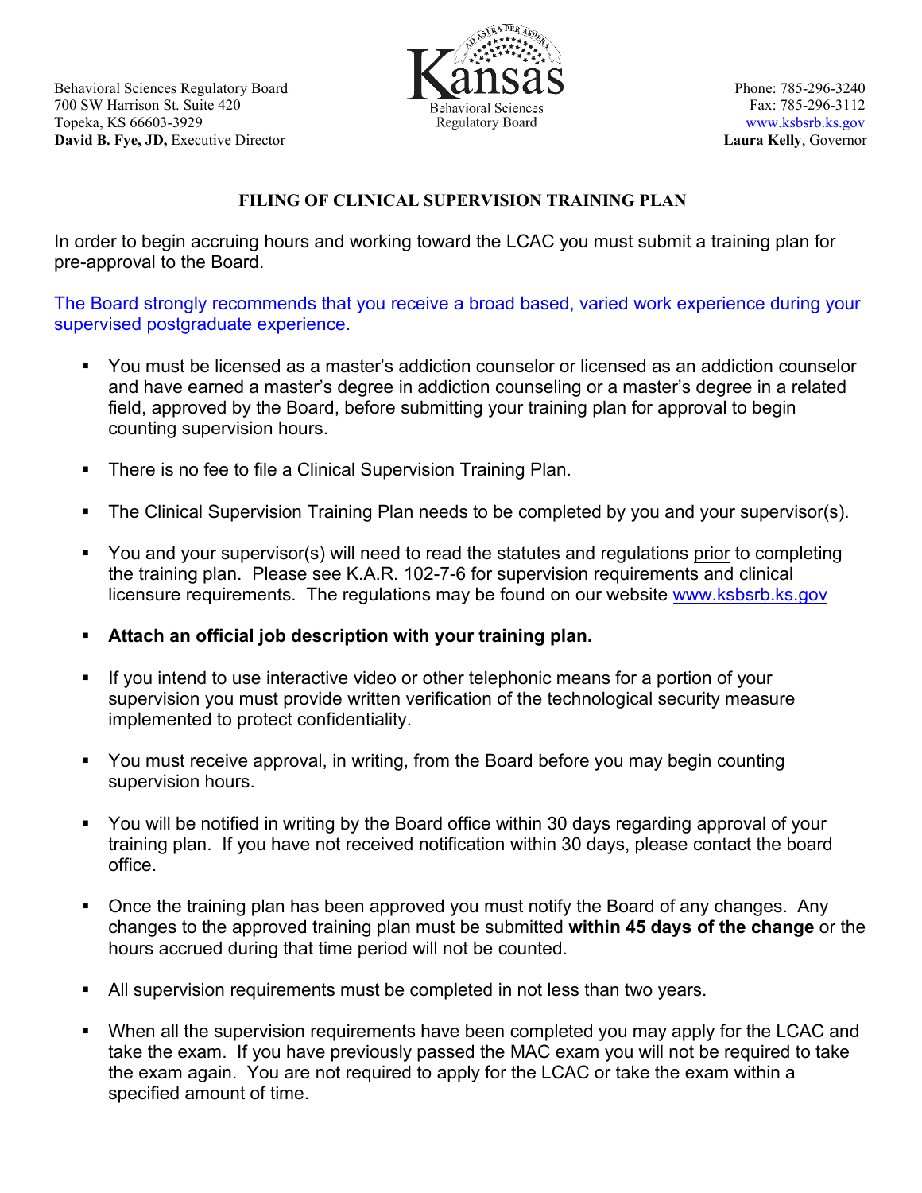Behavioral Sciences Regulatory Board
700 SW Harrison St. Suite 420
Topeka, KS 66603-3929
**David B. Fye, JD,** Executive Director

Kansas Behavioral Sciences Regulatory Board

Phone: 785-296-3240
Fax: 785-296-3112
www.ksbsrb.ks.gov
**Laura Kelly**, Governor

## FILING OF CLINICAL SUPERVISION TRAINING PLAN

In order to begin accruing hours and working toward the LCAC you must submit a training plan for pre-approval to the Board.

The Board strongly recommends that you receive a broad based, varied work experience during your supervised postgraduate experience.

- You must be licensed as a master's addiction counselor or licensed as an addiction counselor and have earned a master's degree in addiction counseling or a master's degree in a related field, approved by the Board, before submitting your training plan for approval to begin counting supervision hours.
- There is no fee to file a Clinical Supervision Training Plan.
- The Clinical Supervision Training Plan needs to be completed by you and your supervisor(s).
- You and your supervisor(s) will need to read the statutes and regulations prior to completing the training plan. Please see K.A.R. 102-7-6 for supervision requirements and clinical licensure requirements. The regulations may be found on our website www.ksbsrb.ks.gov
- **Attach an official job description with your training plan.**
- If you intend to use interactive video or other telephonic means for a portion of your supervision you must provide written verification of the technological security measure implemented to protect confidentiality.
- You must receive approval, in writing, from the Board before you may begin counting supervision hours.
- You will be notified in writing by the Board office within 30 days regarding approval of your training plan. If you have not received notification within 30 days, please contact the board office.
- Once the training plan has been approved you must notify the Board of any changes. Any changes to the approved training plan must be submitted **within 45 days of the change** or the hours accrued during that time period will not be counted.
- All supervision requirements must be completed in not less than two years.
- When all the supervision requirements have been completed you may apply for the LCAC and take the exam. If you have previously passed the MAC exam you will not be required to take the exam again. You are not required to apply for the LCAC or take the exam within a specified amount of time.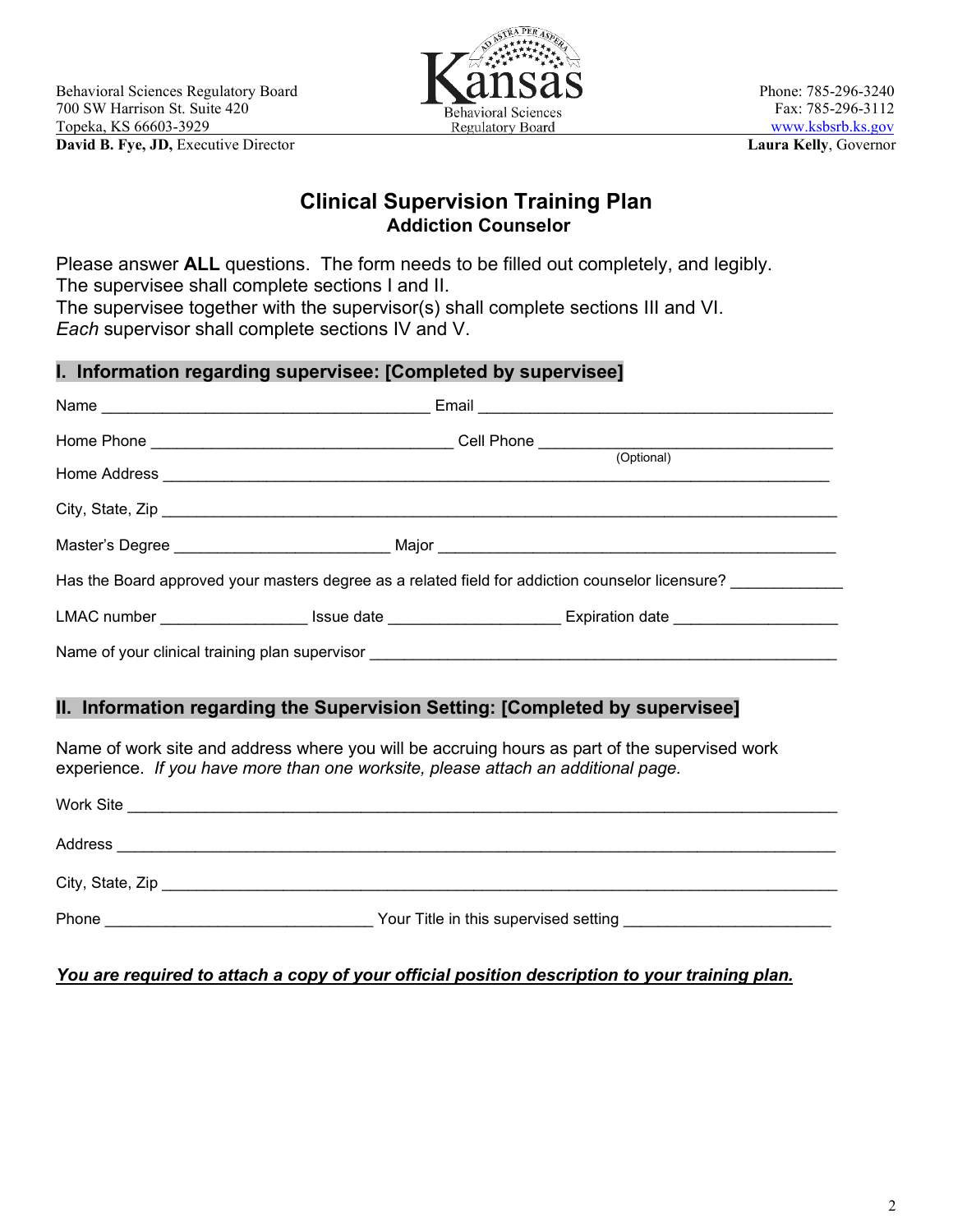Behavioral Sciences Regulatory Board
700 SW Harrison St. Suite 420
Topeka, KS 66603-3929
**David B. Fye, JD,** Executive Director

Kansas Behavioral Sciences Regulatory Board

Phone: 785-296-3240
Fax: 785-296-3112
www.ksbsrb.ks.gov
**Laura Kelly**, Governor

# Clinical Supervision Training Plan
## Addiction Counselor

Please answer **ALL** questions. The form needs to be filled out completely, and legibly.
The supervisee shall complete sections I and II.
The supervisee together with the supervisor(s) shall complete sections III and VI.
*Each* supervisor shall complete sections IV and V.

### I. Information regarding supervisee: [Completed by supervisee]

Name ______________________________________ Email ________________________________________

Home Phone __________________________________ Cell Phone __________________________________ (Optional)

Home Address ____________________________________________________________________________

City, State, Zip ____________________________________________________________________________

Master's Degree _________________________ Major _____________________________________________

Has the Board approved your masters degree as a related field for addiction counselor licensure? ____________

LMAC number _________________ Issue date ____________________ Expiration date ___________________

Name of your clinical training plan supervisor ______________________________________________________

### II. Information regarding the Supervision Setting: [Completed by supervisee]

Name of work site and address where you will be accruing hours as part of the supervised work experience. *If you have more than one worksite, please attach an additional page.*

Work Site _________________________________________________________________________________

Address __________________________________________________________________________________

City, State, Zip ____________________________________________________________________________

Phone ______________________________ Your Title in this supervised setting ________________________

***You are required to attach a copy of your official position description to your training plan.***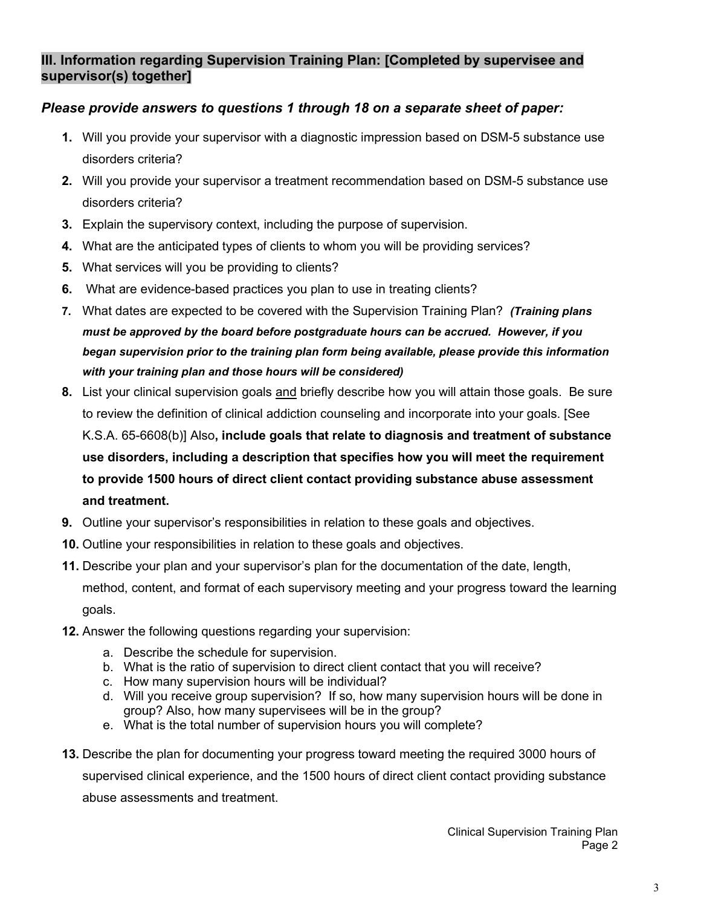## III. Information regarding Supervision Training Plan: [Completed by supervisee and supervisor(s) together]

### *Please provide answers to questions 1 through 18 on a separate sheet of paper:*

1. Will you provide your supervisor with a diagnostic impression based on DSM-5 substance use disorders criteria?
2. Will you provide your supervisor a treatment recommendation based on DSM-5 substance use disorders criteria?
3. Explain the supervisory context, including the purpose of supervision.
4. What are the anticipated types of clients to whom you will be providing services?
5. What services will you be providing to clients?
6. What are evidence-based practices you plan to use in treating clients?
7. What dates are expected to be covered with the Supervision Training Plan? ***(Training plans must be approved by the board before postgraduate hours can be accrued. However, if you began supervision prior to the training plan form being available, please provide this information with your training plan and those hours will be considered)***
8. List your clinical supervision goals <u>and</u> briefly describe how you will attain those goals. Be sure to review the definition of clinical addiction counseling and incorporate into your goals. [See K.S.A. 65-6608(b)] Also**, include goals that relate to diagnosis and treatment of substance use disorders, including a description that specifies how you will meet the requirement to provide 1500 hours of direct client contact providing substance abuse assessment and treatment.**
9. Outline your supervisor's responsibilities in relation to these goals and objectives.
10. Outline your responsibilities in relation to these goals and objectives.
11. Describe your plan and your supervisor's plan for the documentation of the date, length, method, content, and format of each supervisory meeting and your progress toward the learning goals.
12. Answer the following questions regarding your supervision:
    a. Describe the schedule for supervision.
    b. What is the ratio of supervision to direct client contact that you will receive?
    c. How many supervision hours will be individual?
    d. Will you receive group supervision? If so, how many supervision hours will be done in group? Also, how many supervisees will be in the group?
    e. What is the total number of supervision hours you will complete?
13. Describe the plan for documenting your progress toward meeting the required 3000 hours of supervised clinical experience, and the 1500 hours of direct client contact providing substance abuse assessments and treatment.

Clinical Supervision Training Plan
Page 2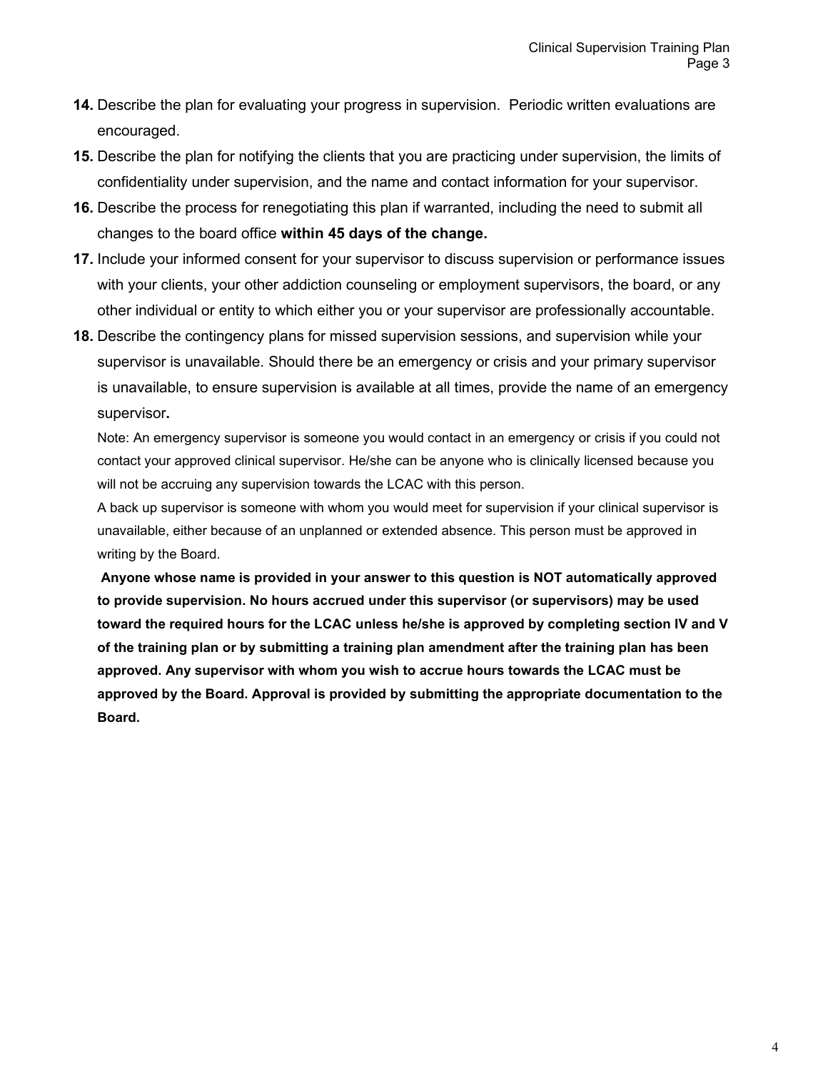**14.** Describe the plan for evaluating your progress in supervision. Periodic written evaluations are encouraged.

**15.** Describe the plan for notifying the clients that you are practicing under supervision, the limits of confidentiality under supervision, and the name and contact information for your supervisor.

**16.** Describe the process for renegotiating this plan if warranted, including the need to submit all changes to the board office **within 45 days of the change.**

**17.** Include your informed consent for your supervisor to discuss supervision or performance issues with your clients, your other addiction counseling or employment supervisors, the board, or any other individual or entity to which either you or your supervisor are professionally accountable.

**18.** Describe the contingency plans for missed supervision sessions, and supervision while your supervisor is unavailable. Should there be an emergency or crisis and your primary supervisor is unavailable, to ensure supervision is available at all times, provide the name of an emergency supervisor**.**

Note: An emergency supervisor is someone you would contact in an emergency or crisis if you could not contact your approved clinical supervisor. He/she can be anyone who is clinically licensed because you will not be accruing any supervision towards the LCAC with this person.

A back up supervisor is someone with whom you would meet for supervision if your clinical supervisor is unavailable, either because of an unplanned or extended absence. This person must be approved in writing by the Board.

**Anyone whose name is provided in your answer to this question is NOT automatically approved to provide supervision. No hours accrued under this supervisor (or supervisors) may be used toward the required hours for the LCAC unless he/she is approved by completing section IV and V of the training plan or by submitting a training plan amendment after the training plan has been approved. Any supervisor with whom you wish to accrue hours towards the LCAC must be approved by the Board. Approval is provided by submitting the appropriate documentation to the Board.**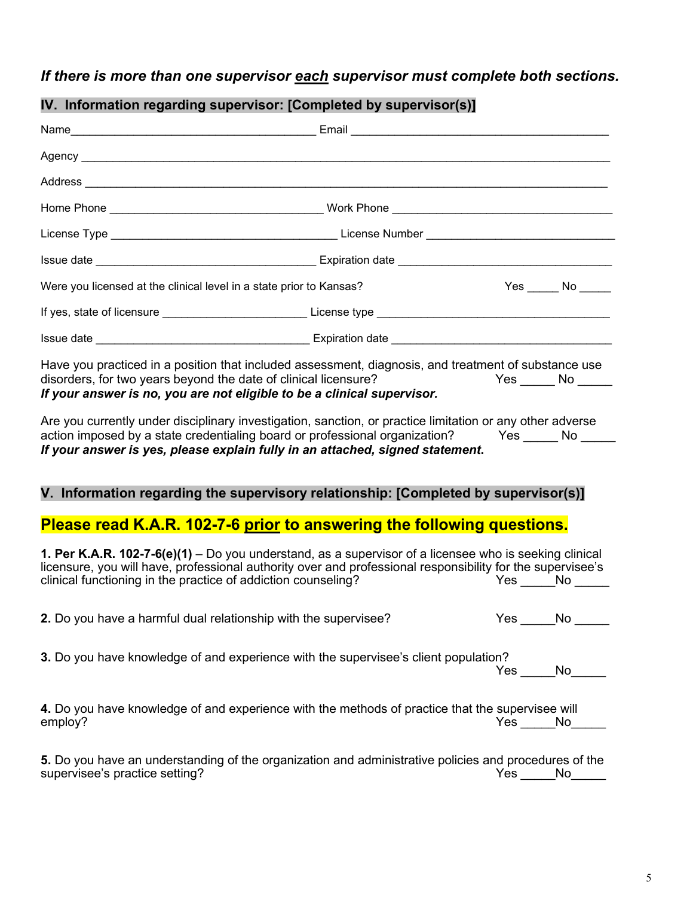***If there is more than one supervisor <u>each</u> supervisor must complete both sections.***

## IV. Information regarding supervisor: [Completed by supervisor(s)]

Name_______________________________________ Email _________________________________________

Agency _________________________________________________________________________________

Address ________________________________________________________________________________

Home Phone __________________________________ Work Phone ___________________________________

License Type ___________________________________ License Number ______________________________

Issue date ___________________________________ Expiration date __________________________________

Were you licensed at the clinical level in a state prior to Kansas? Yes _____ No _____

If yes, state of licensure _______________________ License type ______________________________________

Issue date __________________________________ Expiration date ___________________________________

Have you practiced in a position that included assessment, diagnosis, and treatment of substance use disorders, for two years beyond the date of clinical licensure? Yes _____ No _____
***If your answer is no, you are not eligible to be a clinical supervisor.***

Are you currently under disciplinary investigation, sanction, or practice limitation or any other adverse action imposed by a state credentialing board or professional organization? Yes _____ No _____
***If your answer is yes, please explain fully in an attached, signed statement.***

## V. Information regarding the supervisory relationship: [Completed by supervisor(s)]

### Please read K.A.R. 102-7-6 <u>prior</u> to answering the following questions.

**1. Per K.A.R. 102-7-6(e)(1)** – Do you understand, as a supervisor of a licensee who is seeking clinical licensure, you will have, professional authority over and professional responsibility for the supervisee's clinical functioning in the practice of addiction counseling? Yes _____No _____

**2.** Do you have a harmful dual relationship with the supervisee? Yes _____No _____

**3.** Do you have knowledge of and experience with the supervisee's client population? Yes _____No_____

**4.** Do you have knowledge of and experience with the methods of practice that the supervisee will employ? Yes _____No_____

**5.** Do you have an understanding of the organization and administrative policies and procedures of the supervisee's practice setting? Yes _____No_____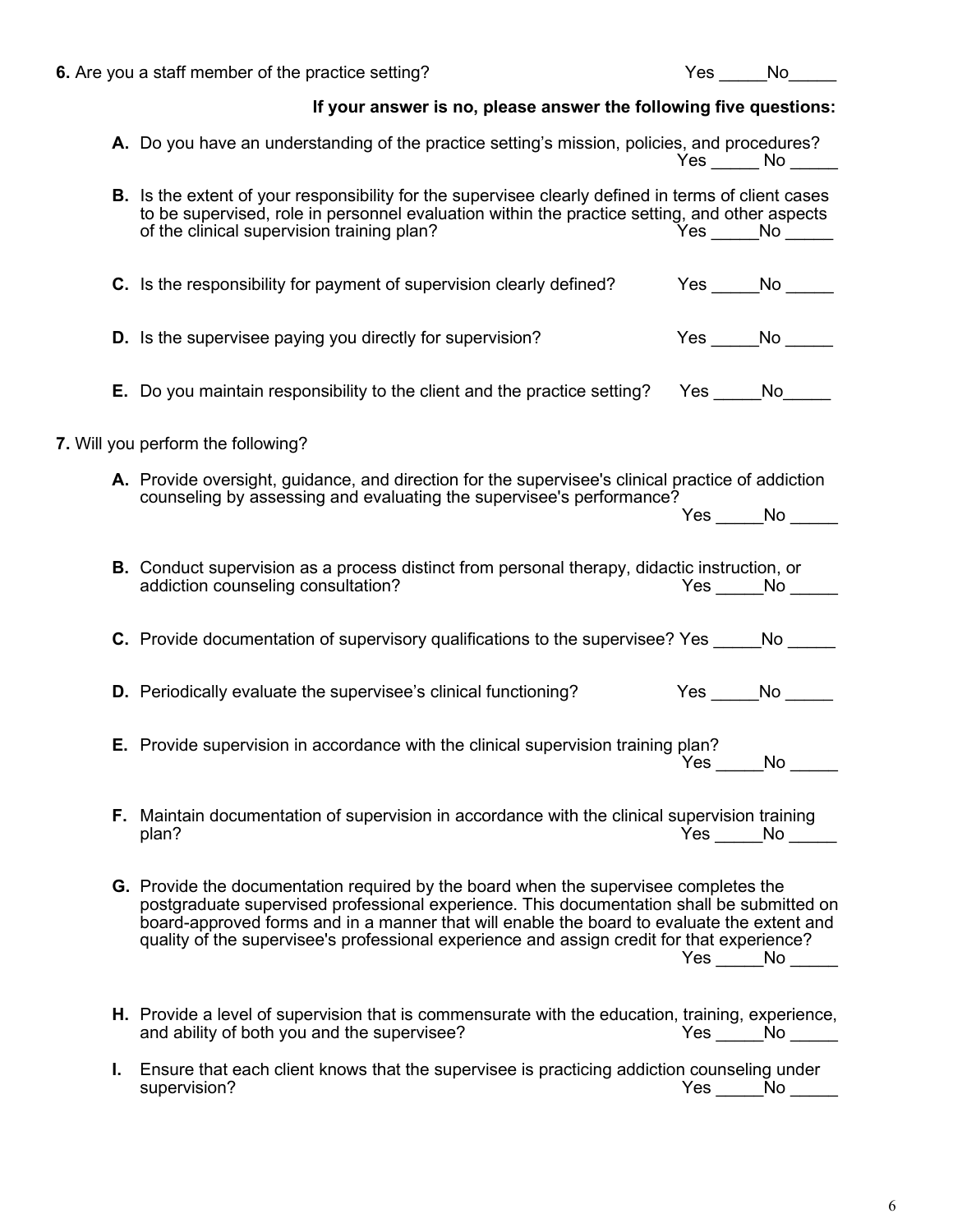**6.** Are you a staff member of the practice setting? Yes _____No_____

**If your answer is no, please answer the following five questions:**

**A.** Do you have an understanding of the practice setting's mission, policies, and procedures? Yes _____ No _____

**B.** Is the extent of your responsibility for the supervisee clearly defined in terms of client cases to be supervised, role in personnel evaluation within the practice setting, and other aspects of the clinical supervision training plan? Yes _____No _____

**C.** Is the responsibility for payment of supervision clearly defined? Yes _____No _____

**D.** Is the supervisee paying you directly for supervision? Yes _____No _____

**E.** Do you maintain responsibility to the client and the practice setting? Yes _____No_____

**7.** Will you perform the following?

**A.** Provide oversight, guidance, and direction for the supervisee's clinical practice of addiction counseling by assessing and evaluating the supervisee's performance? Yes _____No _____

**B.** Conduct supervision as a process distinct from personal therapy, didactic instruction, or addiction counseling consultation? Yes _____No _____

**C.** Provide documentation of supervisory qualifications to the supervisee? Yes _____No _____

**D.** Periodically evaluate the supervisee's clinical functioning? Yes _____No _____

**E.** Provide supervision in accordance with the clinical supervision training plan? Yes _____No _____

**F.** Maintain documentation of supervision in accordance with the clinical supervision training plan? Yes _____No _____

**G.** Provide the documentation required by the board when the supervisee completes the postgraduate supervised professional experience. This documentation shall be submitted on board-approved forms and in a manner that will enable the board to evaluate the extent and quality of the supervisee's professional experience and assign credit for that experience? Yes _____No _____

**H.** Provide a level of supervision that is commensurate with the education, training, experience, and ability of both you and the supervisee? Yes _____No _____

**I.** Ensure that each client knows that the supervisee is practicing addiction counseling under supervision? Yes _____No _____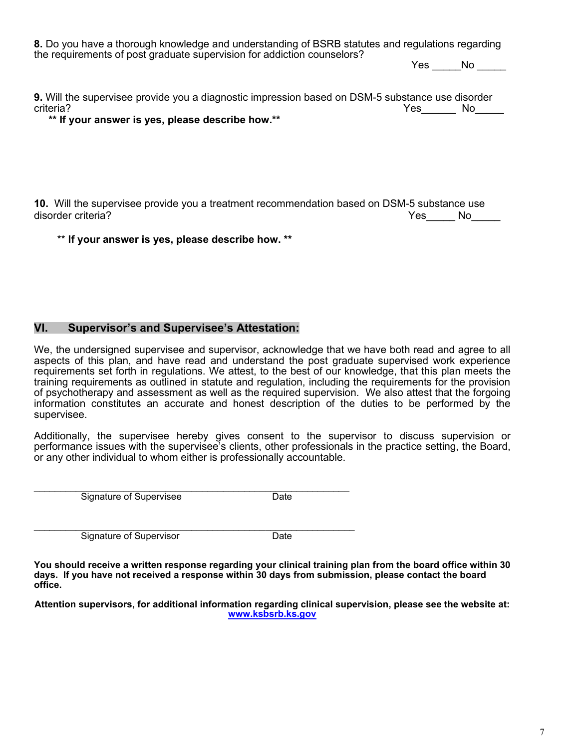**8.** Do you have a thorough knowledge and understanding of BSRB statutes and regulations regarding the requirements of post graduate supervision for addiction counselors?

Yes _____No _____

**9.** Will the supervisee provide you a diagnostic impression based on DSM-5 substance use disorder criteria? Yes______ No_____

**\*\* If your answer is yes, please describe how.\*\***

**10.** Will the supervisee provide you a treatment recommendation based on DSM-5 substance use disorder criteria? Yes_____ No_____

\*\* **If your answer is yes, please describe how. \*\***

## VI. Supervisor's and Supervisee's Attestation:

We, the undersigned supervisee and supervisor, acknowledge that we have both read and agree to all aspects of this plan, and have read and understand the post graduate supervised work experience requirements set forth in regulations. We attest, to the best of our knowledge, that this plan meets the training requirements as outlined in statute and regulation, including the requirements for the provision of psychotherapy and assessment as well as the required supervision. We also attest that the forgoing information constitutes an accurate and honest description of the duties to be performed by the supervisee.

Additionally, the supervisee hereby gives consent to the supervisor to discuss supervision or performance issues with the supervisee's clients, other professionals in the practice setting, the Board, or any other individual to whom either is professionally accountable.

\_\_\_\_\_\_\_\_\_\_\_\_\_\_\_\_\_\_\_\_\_\_\_\_\_\_\_\_\_\_\_\_\_\_\_\_\_\_\_\_\_\_\_\_\_\_\_\_\_\_\_\_\_\_\_\_\_

Signature of Supervisee Date

\_\_\_\_\_\_\_\_\_\_\_\_\_\_\_\_\_\_\_\_\_\_\_\_\_\_\_\_\_\_\_\_\_\_\_\_\_\_\_\_\_\_\_\_\_\_\_\_\_\_\_\_\_\_\_\_\_

Signature of Supervisor Date

**You should receive a written response regarding your clinical training plan from the board office within 30 days. If you have not received a response within 30 days from submission, please contact the board office.**

**Attention supervisors, for additional information regarding clinical supervision, please see the website at: [www.ksbsrb.ks.gov](http://www.ksbsrb.ks.gov)**